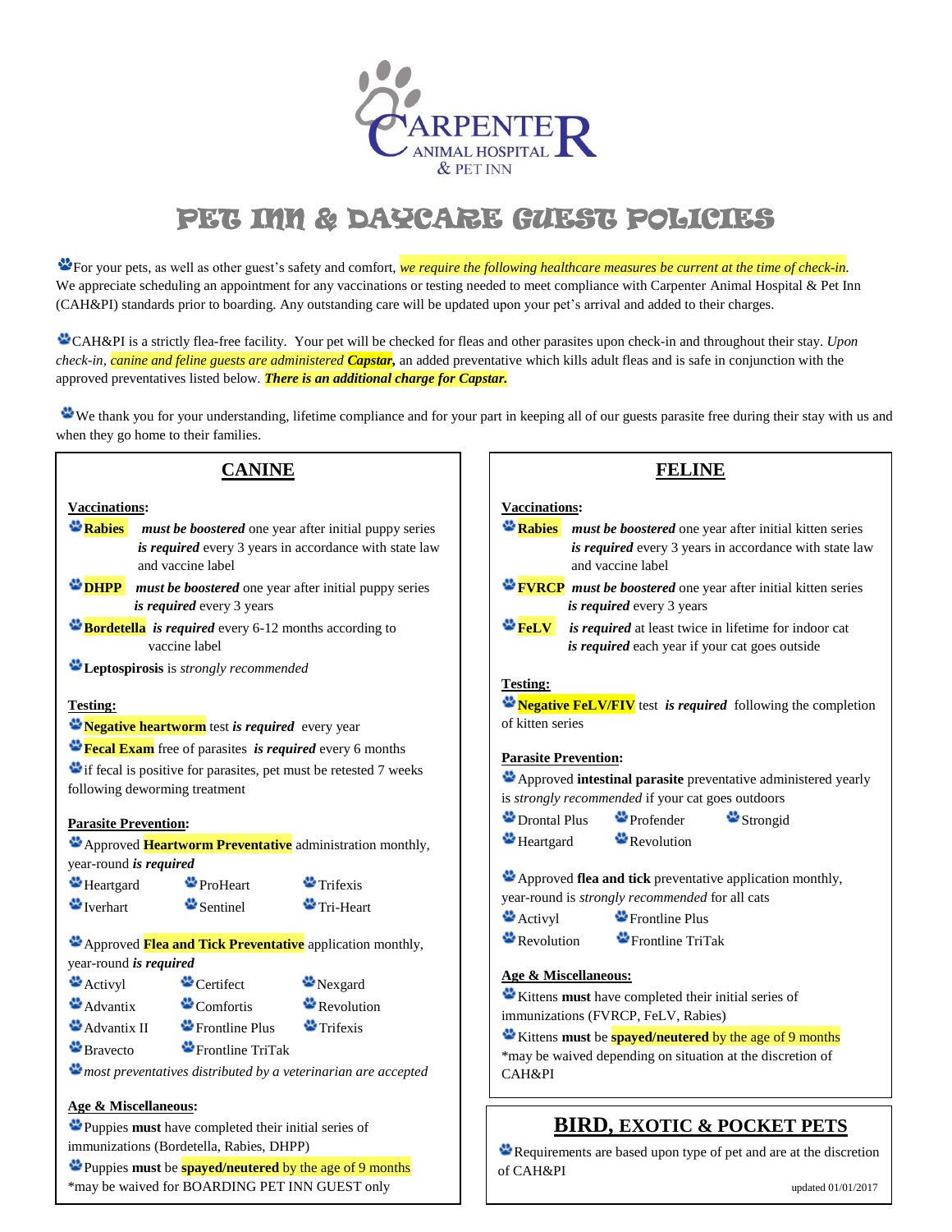# PET INN & DAYCARE GUEST POLICIES

For your pets, as well as other guest's safety and comfort, *we require the following healthcare measures be current at the time of check-in*. We appreciate scheduling an appointment for any vaccinations or testing needed to meet compliance with Carpenter Animal Hospital & Pet Inn (CAH&PI) standards prior to boarding. Any outstanding care will be updated upon your pet's arrival and added to their charges.

CAH&PI is a strictly flea-free facility. Your pet will be checked for fleas and other parasites upon check-in and throughout their stay. *Upon check-in, canine and feline guests are administered **Capstar,*** an added preventative which kills adult fleas and is safe in conjunction with the approved preventatives listed below. ***There is an additional charge for Capstar.***

We thank you for your understanding, lifetime compliance and for your part in keeping all of our guests parasite free during their stay with us and when they go home to their families.

## CANINE

**Vaccinations:**

- **Rabies** ***must be boostered*** one year after initial puppy series ***is required*** every 3 years in accordance with state law and vaccine label
- **DHPP** ***must be boostered*** one year after initial puppy series ***is required*** every 3 years
- **Bordetella** ***is required*** every 6-12 months according to vaccine label
- **Leptospirosis** is *strongly recommended*

**Testing:**

- **Negative heartworm** test ***is required*** every year
- **Fecal Exam** free of parasites ***is required*** every 6 months
- if fecal is positive for parasites, pet must be retested 7 weeks following deworming treatment

**Parasite Prevention:**

Approved **Heartworm Preventative** administration monthly, year-round ***is required***

- Heartgard
- ProHeart
- Trifexis
- Iverhart
- Sentinel
- Tri-Heart

Approved **Flea and Tick Preventative** application monthly, year-round ***is required***

- Activyl
- Certifect
- Nexgard
- Advantix
- Comfortis
- Revolution
- Advantix II
- Frontline Plus
- Trifexis
- Bravecto
- Frontline TriTak

*most preventatives distributed by a veterinarian are accepted*

**Age & Miscellaneous:**

- Puppies **must** have completed their initial series of immunizations (Bordetella, Rabies, DHPP)
- Puppies **must** be **spayed/neutered** by the age of 9 months

*may be waived for BOARDING PET INN GUEST only

## FELINE

**Vaccinations:**

- **Rabies** ***must be boostered*** one year after initial kitten series ***is required*** every 3 years in accordance with state law and vaccine label
- **FVRCP** ***must be boostered*** one year after initial kitten series ***is required*** every 3 years
- **FeLV** ***is required*** at least twice in lifetime for indoor cat ***is required*** each year if your cat goes outside

**Testing:**

- **Negative FeLV/FIV** test ***is required*** following the completion of kitten series

**Parasite Prevention:**

Approved **intestinal parasite** preventative administered yearly is *strongly recommended* if your cat goes outdoors

- Drontal Plus
- Profender
- Strongid
- Heartgard
- Revolution

Approved **flea and tick** preventative application monthly, year-round is *strongly recommended* for all cats

- Activyl
- Frontline Plus
- Revolution
- Frontline TriTak

**Age & Miscellaneous:**

- Kittens **must** have completed their initial series of immunizations (FVRCP, FeLV, Rabies)
- Kittens **must** be **spayed/neutered** by the age of 9 months

*may be waived depending on situation at the discretion of CAH&PI

## BIRD, EXOTIC & POCKET PETS

Requirements are based upon type of pet and are at the discretion of CAH&PI

updated 01/01/2017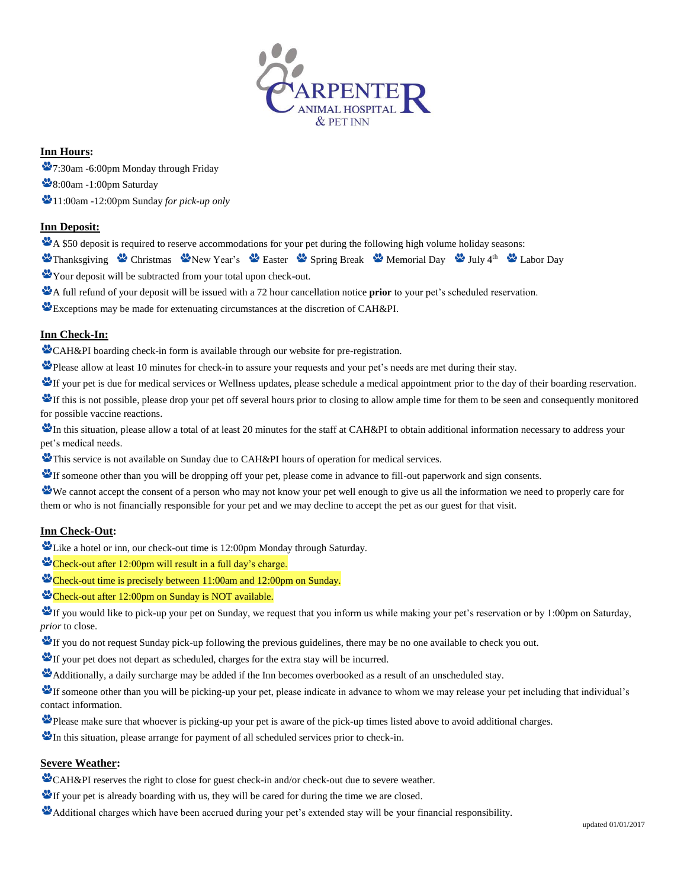CARPENTER ANIMAL HOSPITAL & PET INN

**Inn Hours:**

- 7:30am -6:00pm Monday through Friday
- 8:00am -1:00pm Saturday
- 11:00am -12:00pm Sunday *for pick-up only*

**Inn Deposit:**

- A $50 deposit is required to reserve accommodations for your pet during the following high volume holiday seasons:
- Thanksgiving • Christmas • New Year's • Easter • Spring Break • Memorial Day • July 4th • Labor Day
- Your deposit will be subtracted from your total upon check-out.
- A full refund of your deposit will be issued with a 72 hour cancellation notice **prior** to your pet's scheduled reservation.
- Exceptions may be made for extenuating circumstances at the discretion of CAH&PI.

**Inn Check-In:**

- CAH&PI boarding check-in form is available through our website for pre-registration.
- Please allow at least 10 minutes for check-in to assure your requests and your pet's needs are met during their stay.
- If your pet is due for medical services or Wellness updates, please schedule a medical appointment prior to the day of their boarding reservation.
- If this is not possible, please drop your pet off several hours prior to closing to allow ample time for them to be seen and consequently monitored for possible vaccine reactions.
- In this situation, please allow a total of at least 20 minutes for the staff at CAH&PI to obtain additional information necessary to address your pet's medical needs.
- This service is not available on Sunday due to CAH&PI hours of operation for medical services.
- If someone other than you will be dropping off your pet, please come in advance to fill-out paperwork and sign consents.
- We cannot accept the consent of a person who may not know your pet well enough to give us all the information we need to properly care for them or who is not financially responsible for your pet and we may decline to accept the pet as our guest for that visit.

**Inn Check-Out:**

- Like a hotel or inn, our check-out time is 12:00pm Monday through Saturday.
- Check-out after 12:00pm will result in a full day's charge.
- Check-out time is precisely between 11:00am and 12:00pm on Sunday.
- Check-out after 12:00pm on Sunday is NOT available.
- If you would like to pick-up your pet on Sunday, we request that you inform us while making your pet's reservation or by 1:00pm on Saturday, *prior* to close.
- If you do not request Sunday pick-up following the previous guidelines, there may be no one available to check you out.
- If your pet does not depart as scheduled, charges for the extra stay will be incurred.
- Additionally, a daily surcharge may be added if the Inn becomes overbooked as a result of an unscheduled stay.
- If someone other than you will be picking-up your pet, please indicate in advance to whom we may release your pet including that individual's contact information.
- Please make sure that whoever is picking-up your pet is aware of the pick-up times listed above to avoid additional charges.
- In this situation, please arrange for payment of all scheduled services prior to check-in.

**Severe Weather:**

- CAH&PI reserves the right to close for guest check-in and/or check-out due to severe weather.
- If your pet is already boarding with us, they will be cared for during the time we are closed.
- Additional charges which have been accrued during your pet's extended stay will be your financial responsibility.

updated 01/01/2017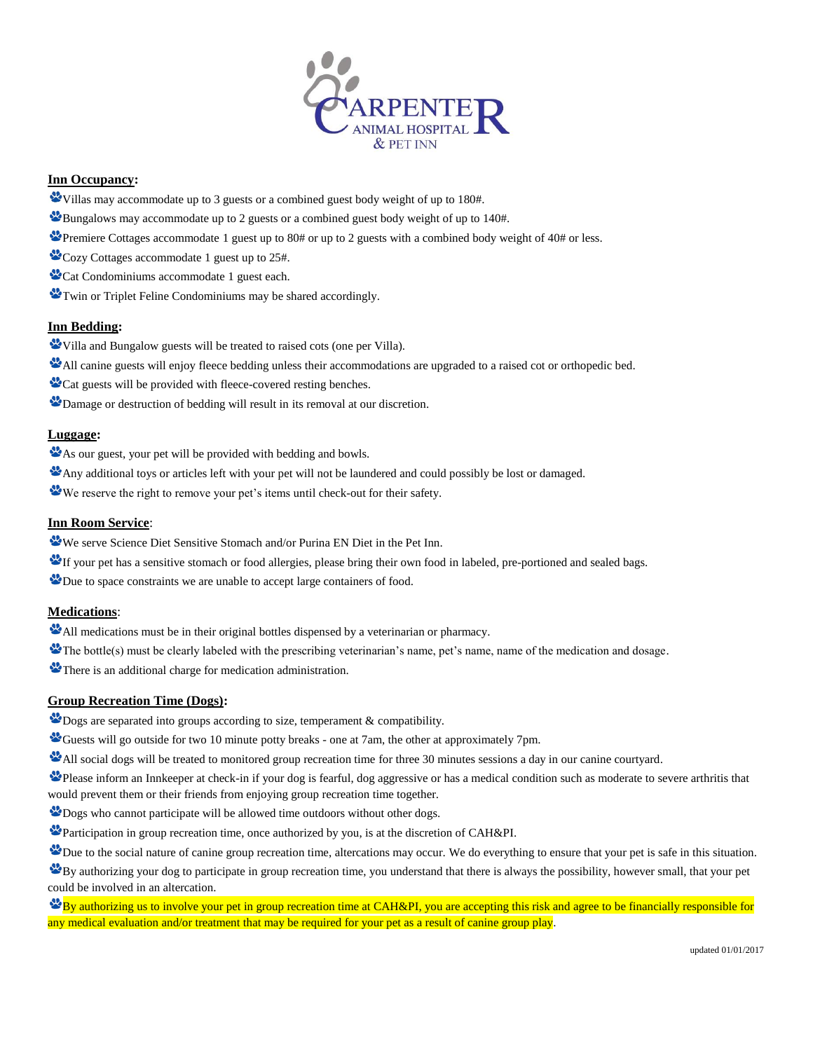## Inn Occupancy:

- Villas may accommodate up to 3 guests or a combined guest body weight of up to 180#.
- Bungalows may accommodate up to 2 guests or a combined guest body weight of up to 140#.
- Premiere Cottages accommodate 1 guest up to 80# or up to 2 guests with a combined body weight of 40# or less.
- Cozy Cottages accommodate 1 guest up to 25#.
- Cat Condominiums accommodate 1 guest each.
- Twin or Triplet Feline Condominiums may be shared accordingly.

## Inn Bedding:

- Villa and Bungalow guests will be treated to raised cots (one per Villa).
- All canine guests will enjoy fleece bedding unless their accommodations are upgraded to a raised cot or orthopedic bed.
- Cat guests will be provided with fleece-covered resting benches.
- Damage or destruction of bedding will result in its removal at our discretion.

## Luggage:

- As our guest, your pet will be provided with bedding and bowls.
- Any additional toys or articles left with your pet will not be laundered and could possibly be lost or damaged.
- We reserve the right to remove your pet's items until check-out for their safety.

## Inn Room Service:

- We serve Science Diet Sensitive Stomach and/or Purina EN Diet in the Pet Inn.
- If your pet has a sensitive stomach or food allergies, please bring their own food in labeled, pre-portioned and sealed bags.
- Due to space constraints we are unable to accept large containers of food.

## Medications:

- All medications must be in their original bottles dispensed by a veterinarian or pharmacy.
- The bottle(s) must be clearly labeled with the prescribing veterinarian's name, pet's name, name of the medication and dosage.
- There is an additional charge for medication administration.

## Group Recreation Time (Dogs):

- Dogs are separated into groups according to size, temperament & compatibility.
- Guests will go outside for two 10 minute potty breaks - one at 7am, the other at approximately 7pm.
- All social dogs will be treated to monitored group recreation time for three 30 minutes sessions a day in our canine courtyard.
- Please inform an Innkeeper at check-in if your dog is fearful, dog aggressive or has a medical condition such as moderate to severe arthritis that would prevent them or their friends from enjoying group recreation time together.
- Dogs who cannot participate will be allowed time outdoors without other dogs.
- Participation in group recreation time, once authorized by you, is at the discretion of CAH&PI.
- Due to the social nature of canine group recreation time, altercations may occur. We do everything to ensure that your pet is safe in this situation.
- By authorizing your dog to participate in group recreation time, you understand that there is always the possibility, however small, that your pet could be involved in an altercation.
- By authorizing us to involve your pet in group recreation time at CAH&PI, you are accepting this risk and agree to be financially responsible for any medical evaluation and/or treatment that may be required for your pet as a result of canine group play.

updated 01/01/2017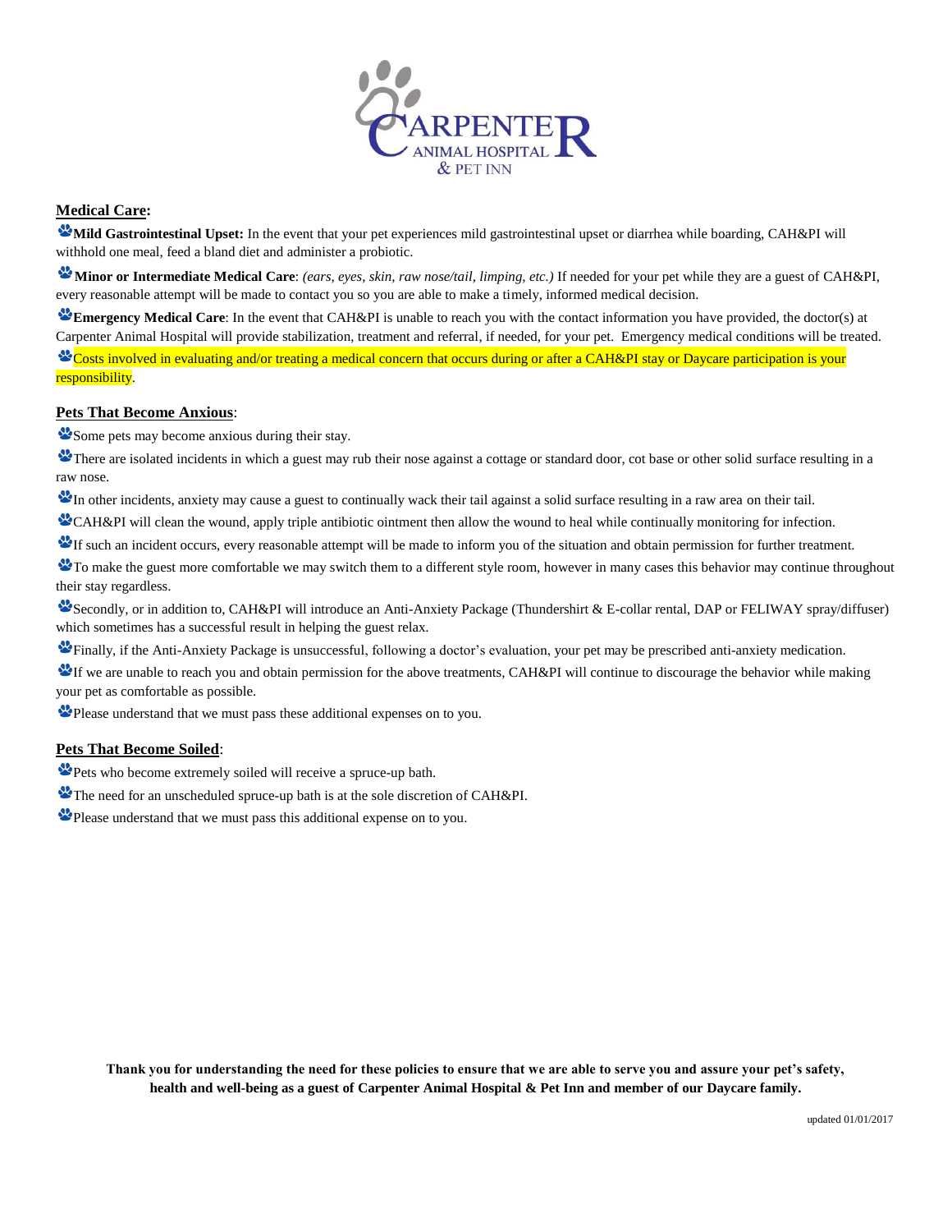**Medical Care:**

- **Mild Gastrointestinal Upset:** In the event that your pet experiences mild gastrointestinal upset or diarrhea while boarding, CAH&PI will withhold one meal, feed a bland diet and administer a probiotic.
- **Minor or Intermediate Medical Care**: *(ears, eyes, skin, raw nose/tail, limping, etc.)* If needed for your pet while they are a guest of CAH&PI, every reasonable attempt will be made to contact you so you are able to make a timely, informed medical decision.
- **Emergency Medical Care**: In the event that CAH&PI is unable to reach you with the contact information you have provided, the doctor(s) at Carpenter Animal Hospital will provide stabilization, treatment and referral, if needed, for your pet. Emergency medical conditions will be treated.
- Costs involved in evaluating and/or treating a medical concern that occurs during or after a CAH&PI stay or Daycare participation is your responsibility.

**Pets That Become Anxious**:

- Some pets may become anxious during their stay.
- There are isolated incidents in which a guest may rub their nose against a cottage or standard door, cot base or other solid surface resulting in a raw nose.
- In other incidents, anxiety may cause a guest to continually wack their tail against a solid surface resulting in a raw area on their tail.
- CAH&PI will clean the wound, apply triple antibiotic ointment then allow the wound to heal while continually monitoring for infection.
- If such an incident occurs, every reasonable attempt will be made to inform you of the situation and obtain permission for further treatment.
- To make the guest more comfortable we may switch them to a different style room, however in many cases this behavior may continue throughout their stay regardless.
- Secondly, or in addition to, CAH&PI will introduce an Anti-Anxiety Package (Thundershirt & E-collar rental, DAP or FELIWAY spray/diffuser) which sometimes has a successful result in helping the guest relax.
- Finally, if the Anti-Anxiety Package is unsuccessful, following a doctor's evaluation, your pet may be prescribed anti-anxiety medication.
- If we are unable to reach you and obtain permission for the above treatments, CAH&PI will continue to discourage the behavior while making your pet as comfortable as possible.
- Please understand that we must pass these additional expenses on to you.

**Pets That Become Soiled**:

- Pets who become extremely soiled will receive a spruce-up bath.
- The need for an unscheduled spruce-up bath is at the sole discretion of CAH&PI.
- Please understand that we must pass this additional expense on to you.

**Thank you for understanding the need for these policies to ensure that we are able to serve you and assure your pet's safety, health and well-being as a guest of Carpenter Animal Hospital & Pet Inn and member of our Daycare family.**

updated 01/01/2017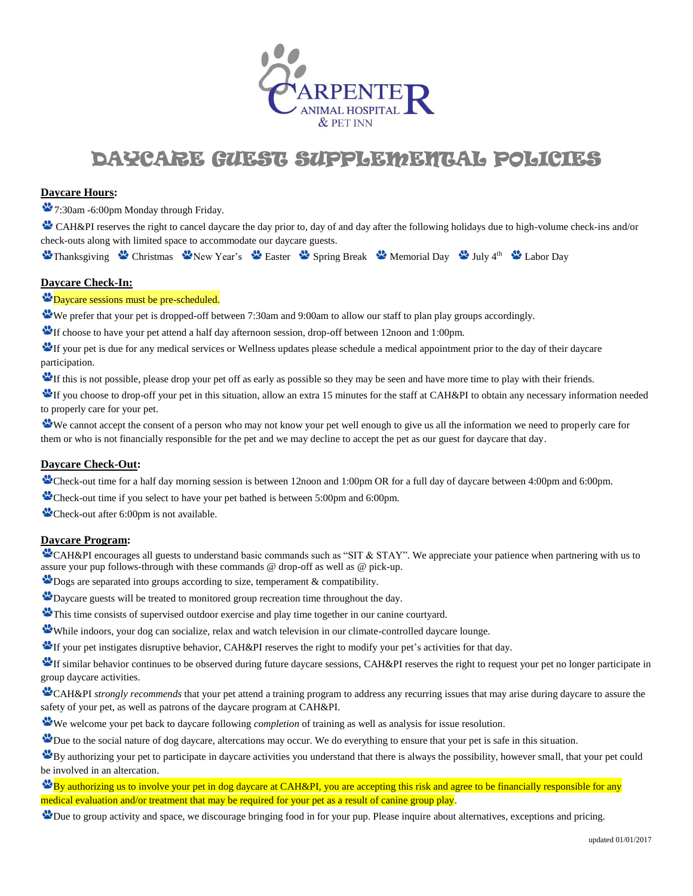# DAYCARE GUEST SUPPLEMENTAL POLICIES

**Daycare Hours:**

- 7:30am -6:00pm Monday through Friday.
- CAH&PI reserves the right to cancel daycare the day prior to, day of and day after the following holidays due to high-volume check-ins and/or check-outs along with limited space to accommodate our daycare guests.

Thanksgiving · Christmas · New Year's · Easter · Spring Break · Memorial Day · July 4th · Labor Day

**Daycare Check-In:**

- Daycare sessions must be pre-scheduled.
- We prefer that your pet is dropped-off between 7:30am and 9:00am to allow our staff to plan play groups accordingly.
- If choose to have your pet attend a half day afternoon session, drop-off between 12noon and 1:00pm.
- If your pet is due for any medical services or Wellness updates please schedule a medical appointment prior to the day of their daycare participation.
- If this is not possible, please drop your pet off as early as possible so they may be seen and have more time to play with their friends.
- If you choose to drop-off your pet in this situation, allow an extra 15 minutes for the staff at CAH&PI to obtain any necessary information needed to properly care for your pet.
- We cannot accept the consent of a person who may not know your pet well enough to give us all the information we need to properly care for them or who is not financially responsible for the pet and we may decline to accept the pet as our guest for daycare that day.

**Daycare Check-Out:**

- Check-out time for a half day morning session is between 12noon and 1:00pm OR for a full day of daycare between 4:00pm and 6:00pm.
- Check-out time if you select to have your pet bathed is between 5:00pm and 6:00pm.
- Check-out after 6:00pm is not available.

**Daycare Program:**

- CAH&PI encourages all guests to understand basic commands such as "SIT & STAY". We appreciate your patience when partnering with us to assure your pup follows-through with these commands @ drop-off as well as @ pick-up.
- Dogs are separated into groups according to size, temperament & compatibility.
- Daycare guests will be treated to monitored group recreation time throughout the day.
- This time consists of supervised outdoor exercise and play time together in our canine courtyard.
- While indoors, your dog can socialize, relax and watch television in our climate-controlled daycare lounge.
- If your pet instigates disruptive behavior, CAH&PI reserves the right to modify your pet's activities for that day.
- If similar behavior continues to be observed during future daycare sessions, CAH&PI reserves the right to request your pet no longer participate in group daycare activities.
- CAH&PI *strongly recommends* that your pet attend a training program to address any recurring issues that may arise during daycare to assure the safety of your pet, as well as patrons of the daycare program at CAH&PI.
- We welcome your pet back to daycare following *completion* of training as well as analysis for issue resolution.
- Due to the social nature of dog daycare, altercations may occur. We do everything to ensure that your pet is safe in this situation.
- By authorizing your pet to participate in daycare activities you understand that there is always the possibility, however small, that your pet could be involved in an altercation.
- By authorizing us to involve your pet in dog daycare at CAH&PI, you are accepting this risk and agree to be financially responsible for any medical evaluation and/or treatment that may be required for your pet as a result of canine group play.
- Due to group activity and space, we discourage bringing food in for your pup. Please inquire about alternatives, exceptions and pricing.

updated 01/01/2017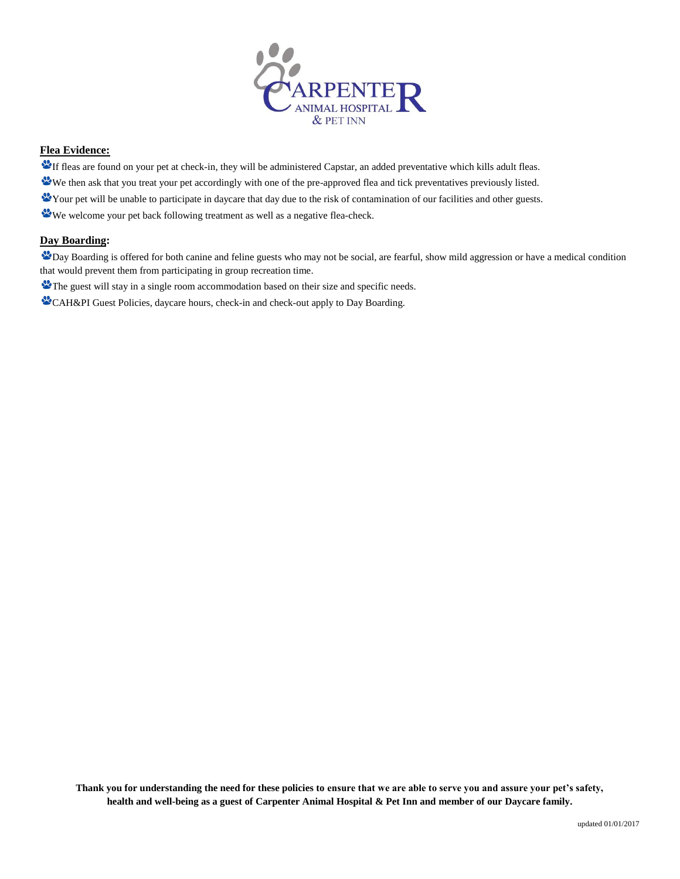Carpenter Animal Hospital & Pet Inn

**Flea Evidence:**

- If fleas are found on your pet at check-in, they will be administered Capstar, an added preventative which kills adult fleas.
- We then ask that you treat your pet accordingly with one of the pre-approved flea and tick preventatives previously listed.
- Your pet will be unable to participate in daycare that day due to the risk of contamination of our facilities and other guests.
- We welcome your pet back following treatment as well as a negative flea-check.

**Day Boarding:**

- Day Boarding is offered for both canine and feline guests who may not be social, are fearful, show mild aggression or have a medical condition that would prevent them from participating in group recreation time.
- The guest will stay in a single room accommodation based on their size and specific needs.
- CAH&PI Guest Policies, daycare hours, check-in and check-out apply to Day Boarding.

**Thank you for understanding the need for these policies to ensure that we are able to serve you and assure your pet's safety, health and well-being as a guest of Carpenter Animal Hospital & Pet Inn and member of our Daycare family.**

updated 01/01/2017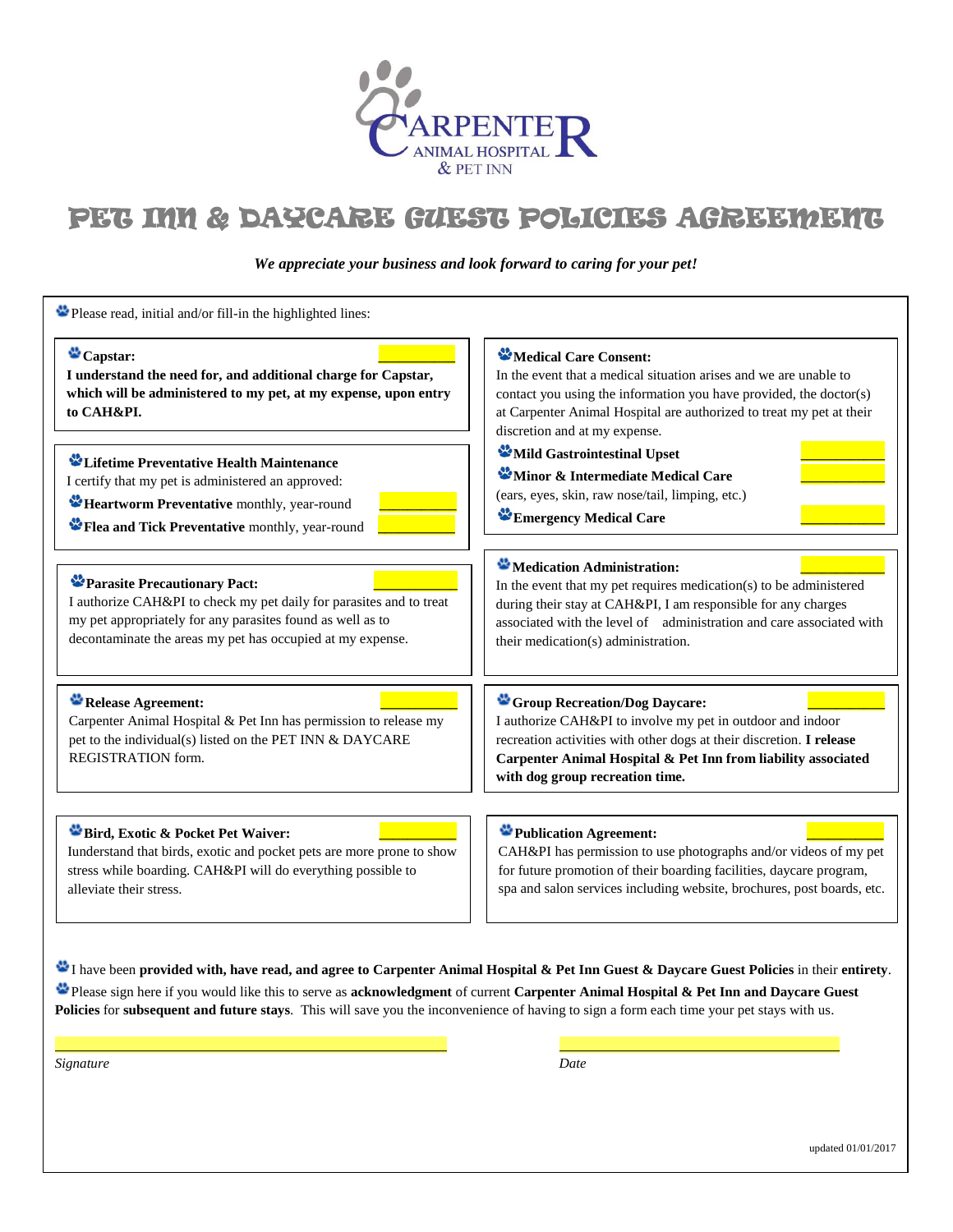CARPENTER ANIMAL HOSPITAL & PET INN

# PET INN & DAYCARE GUEST POLICIES AGREEMENT

***We appreciate your business and look forward to caring for your pet!***

Please read, initial and/or fill-in the highlighted lines:

**Capstar:** __________

**I understand the need for, and additional charge for Capstar, which will be administered to my pet, at my expense, upon entry to CAH&PI.**

**Lifetime Preventative Health Maintenance**

I certify that my pet is administered an approved:

- **Heartworm Preventative** monthly, year-round __________
- **Flea and Tick Preventative** monthly, year-round __________

**Parasite Precautionary Pact:** __________

I authorize CAH&PI to check my pet daily for parasites and to treat my pet appropriately for any parasites found as well as to decontaminate the areas my pet has occupied at my expense.

**Release Agreement:** __________

Carpenter Animal Hospital & Pet Inn has permission to release my pet to the individual(s) listed on the PET INN & DAYCARE REGISTRATION form.

**Bird, Exotic & Pocket Pet Waiver:** __________

Iunderstand that birds, exotic and pocket pets are more prone to show stress while boarding. CAH&PI will do everything possible to alleviate their stress.

**Medical Care Consent:**

In the event that a medical situation arises and we are unable to contact you using the information you have provided, the doctor(s) at Carpenter Animal Hospital are authorized to treat my pet at their discretion and at my expense.

- **Mild Gastrointestinal Upset** __________
- **Minor & Intermediate Medical Care** __________
  (ears, eyes, skin, raw nose/tail, limping, etc.)
- **Emergency Medical Care** __________

**Medication Administration:** __________

In the event that my pet requires medication(s) to be administered during their stay at CAH&PI, I am responsible for any charges associated with the level of administration and care associated with their medication(s) administration.

**Group Recreation/Dog Daycare:** __________

I authorize CAH&PI to involve my pet in outdoor and indoor recreation activities with other dogs at their discretion. **I release Carpenter Animal Hospital & Pet Inn from liability associated with dog group recreation time.**

**Publication Agreement:** __________

CAH&PI has permission to use photographs and/or videos of my pet for future promotion of their boarding facilities, daycare program, spa and salon services including website, brochures, post boards, etc.

I have been **provided with, have read, and agree to Carpenter Animal Hospital & Pet Inn Guest & Daycare Guest Policies** in their **entirety**.

Please sign here if you would like this to serve as **acknowledgment** of current **Carpenter Animal Hospital & Pet Inn and Daycare Guest Policies** for **subsequent and future stays**. This will save you the inconvenience of having to sign a form each time your pet stays with us.

__________________________________ __________________________

*Signature* *Date*

updated 01/01/2017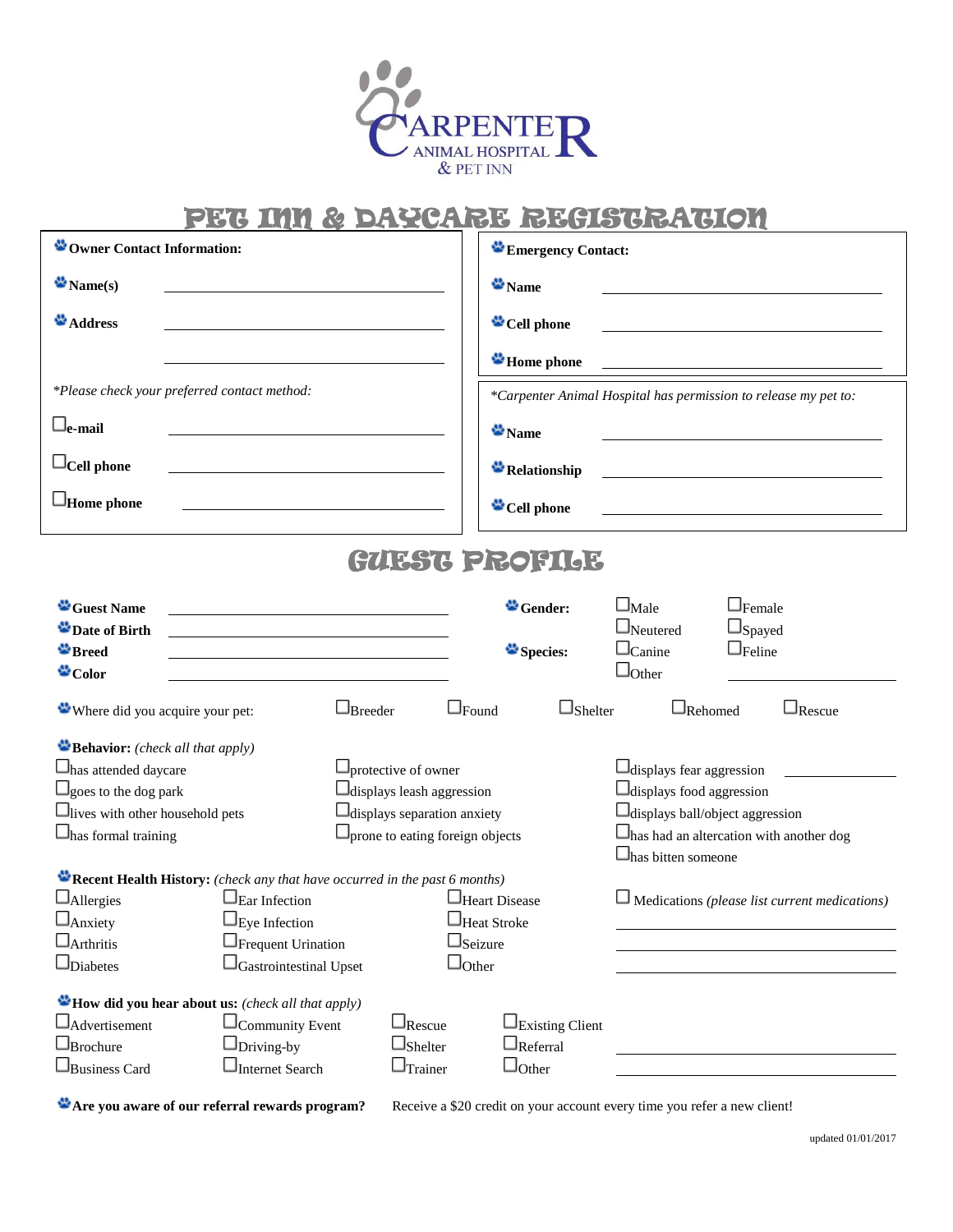CARPENTER ANIMAL HOSPITAL & PET INN

# PET INN & DAYCARE REGISTRATION

**Owner Contact Information:**

**Name(s)** ______________________

**Address** ______________________

______________________

*\*Please check your preferred contact method:*

☐**e-mail** ______________________

☐**Cell phone** ______________________

☐**Home phone** ______________________

**Emergency Contact:**

**Name** ______________________

**Cell phone** ______________________

**Home phone** ______________________

*\*Carpenter Animal Hospital has permission to release my pet to:*

**Name** ______________________

**Relationship** ______________________

**Cell phone** ______________________

# GUEST PROFILE

**Guest Name** ______________________

**Date of Birth** ______________________

**Breed** ______________________

**Color** ______________________

**Gender:** ☐Male ☐Female ☐Neutered ☐Spayed

**Species:** ☐Canine ☐Feline ☐Other ______________

Where did you acquire your pet: ☐Breeder ☐Found ☐Shelter ☐Rehomed ☐Rescue

**Behavior:** *(check all that apply)*

☐has attended daycare
☐goes to the dog park
☐lives with other household pets
☐has formal training
☐protective of owner
☐displays leash aggression
☐displays separation anxiety
☐prone to eating foreign objects
☐displays fear aggression ______________
☐displays food aggression
☐displays ball/object aggression
☐has had an altercation with another dog
☐has bitten someone

**Recent Health History:** *(check any that have occurred in the past 6 months)*

☐Allergies
☐Anxiety
☐Arthritis
☐Diabetes
☐Ear Infection
☐Eye Infection
☐Frequent Urination
☐Gastrointestinal Upset
☐Heart Disease
☐Heat Stroke
☐Seizure
☐Other
☐ Medications *(please list current medications)*

______________________

______________________

______________________

**How did you hear about us:** *(check all that apply)*

☐Advertisement
☐Brochure
☐Business Card
☐Community Event
☐Driving-by
☐Internet Search
☐Rescue
☐Shelter
☐Trainer
☐Existing Client
☐Referral ______________________
☐Other ______________________

**Are you aware of our referral rewards program?** Receive a $20 credit on your account every time you refer a new client!

updated 01/01/2017